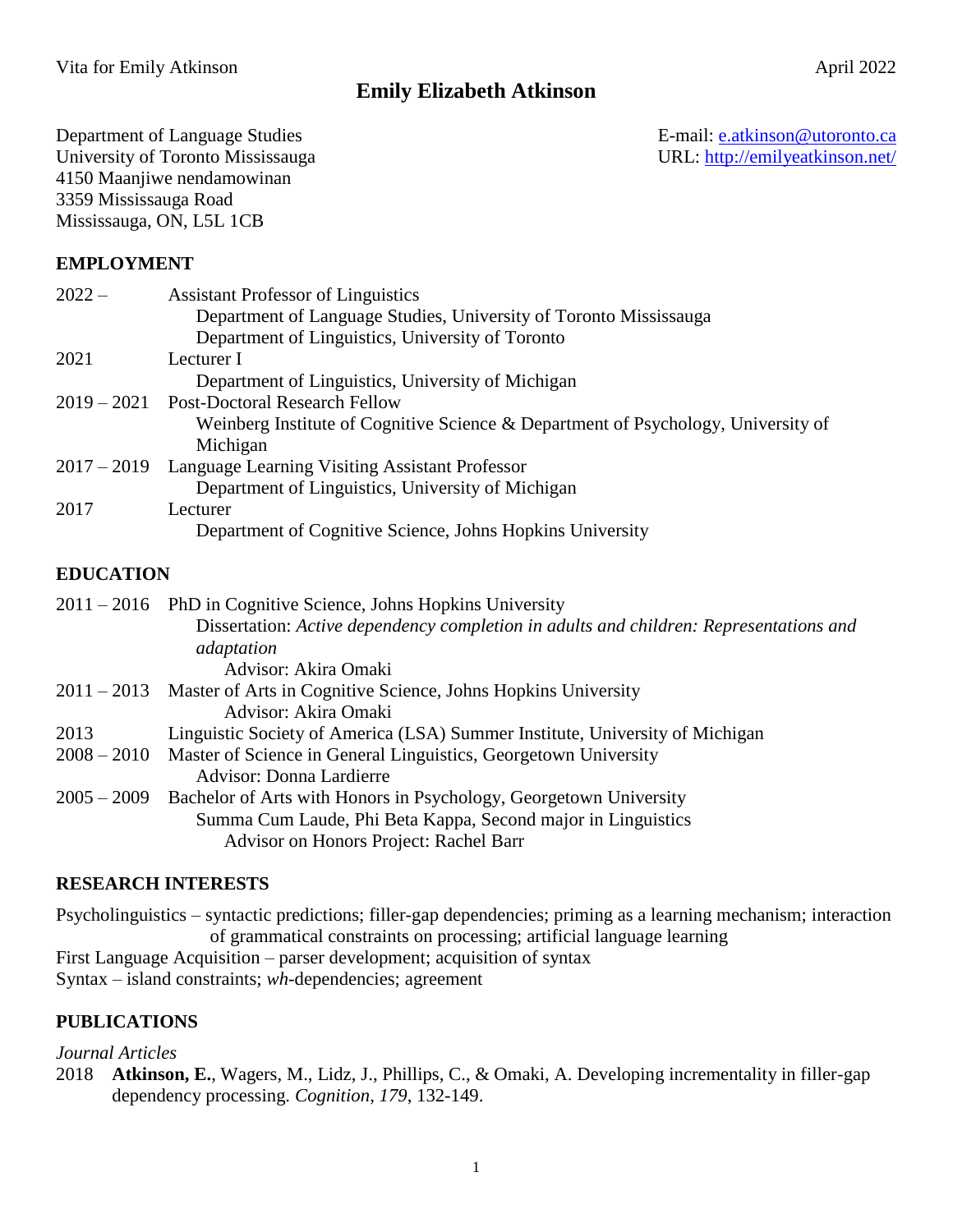# Emily Elizabeth Atkinson

Department of Language Studies
University of Toronto Mississauga
4150 Maanjiwe nendamowinan
3359 Mississauga Road
Mississauga, ON, L5L 1CB

E-mail: e.atkinson@utoronto.ca
URL: http://emilyeatkinson.net/

## EMPLOYMENT

2022 – Assistant Professor of Linguistics
  Department of Language Studies, University of Toronto Mississauga
  Department of Linguistics, University of Toronto

2021 Lecturer I
  Department of Linguistics, University of Michigan

2019 – 2021 Post-Doctoral Research Fellow
  Weinberg Institute of Cognitive Science & Department of Psychology, University of Michigan

2017 – 2019 Language Learning Visiting Assistant Professor
  Department of Linguistics, University of Michigan

2017 Lecturer
  Department of Cognitive Science, Johns Hopkins University

## EDUCATION

2011 – 2016 PhD in Cognitive Science, Johns Hopkins University
  Dissertation: *Active dependency completion in adults and children: Representations and adaptation*
  Advisor: Akira Omaki

2011 – 2013 Master of Arts in Cognitive Science, Johns Hopkins University
  Advisor: Akira Omaki

2013 Linguistic Society of America (LSA) Summer Institute, University of Michigan

2008 – 2010 Master of Science in General Linguistics, Georgetown University
  Advisor: Donna Lardierre

2005 – 2009 Bachelor of Arts with Honors in Psychology, Georgetown University
  Summa Cum Laude, Phi Beta Kappa, Second major in Linguistics
  Advisor on Honors Project: Rachel Barr

## RESEARCH INTERESTS

Psycholinguistics – syntactic predictions; filler-gap dependencies; priming as a learning mechanism; interaction of grammatical constraints on processing; artificial language learning

First Language Acquisition – parser development; acquisition of syntax

Syntax – island constraints; *wh*-dependencies; agreement

## PUBLICATIONS

*Journal Articles*

2018 **Atkinson, E.**, Wagers, M., Lidz, J., Phillips, C., & Omaki, A. Developing incrementality in filler-gap dependency processing. *Cognition*, *179*, 132-149.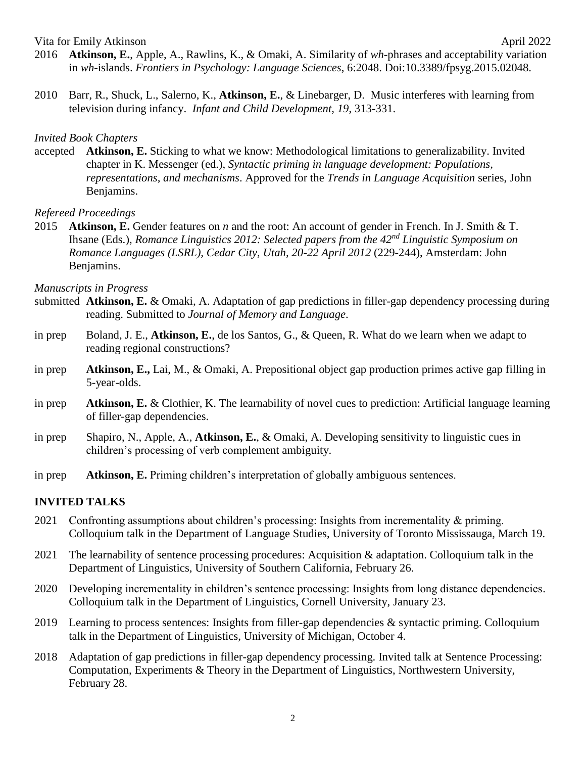2016 **Atkinson, E.**, Apple, A., Rawlins, K., & Omaki, A. Similarity of *wh*-phrases and acceptability variation in *wh*-islands. *Frontiers in Psychology: Language Sciences*, 6:2048. Doi:10.3389/fpsyg.2015.02048.

2010 Barr, R., Shuck, L., Salerno, K., **Atkinson, E.**, & Linebarger, D. Music interferes with learning from television during infancy. *Infant and Child Development*, *19*, 313-331.

*Invited Book Chapters*

accepted **Atkinson, E.** Sticking to what we know: Methodological limitations to generalizability. Invited chapter in K. Messenger (ed.), *Syntactic priming in language development: Populations, representations, and mechanisms*. Approved for the *Trends in Language Acquisition* series, John Benjamins.

*Refereed Proceedings*

2015 **Atkinson, E.** Gender features on *n* and the root: An account of gender in French. In J. Smith & T. Ihsane (Eds.), *Romance Linguistics 2012: Selected papers from the 42nd Linguistic Symposium on Romance Languages (LSRL), Cedar City, Utah, 20-22 April 2012* (229-244), Amsterdam: John Benjamins.

*Manuscripts in Progress*

submitted **Atkinson, E.** & Omaki, A. Adaptation of gap predictions in filler-gap dependency processing during reading. Submitted to *Journal of Memory and Language*.

in prep Boland, J. E., **Atkinson, E.**, de los Santos, G., & Queen, R. What do we learn when we adapt to reading regional constructions?

in prep **Atkinson, E.,** Lai, M., & Omaki, A. Prepositional object gap production primes active gap filling in 5-year-olds.

in prep **Atkinson, E.** & Clothier, K. The learnability of novel cues to prediction: Artificial language learning of filler-gap dependencies.

in prep Shapiro, N., Apple, A., **Atkinson, E.**, & Omaki, A. Developing sensitivity to linguistic cues in children's processing of verb complement ambiguity.

in prep **Atkinson, E.** Priming children's interpretation of globally ambiguous sentences.

## INVITED TALKS

2021 Confronting assumptions about children's processing: Insights from incrementality & priming. Colloquium talk in the Department of Language Studies, University of Toronto Mississauga, March 19.

2021 The learnability of sentence processing procedures: Acquisition & adaptation. Colloquium talk in the Department of Linguistics, University of Southern California, February 26.

2020 Developing incrementality in children's sentence processing: Insights from long distance dependencies. Colloquium talk in the Department of Linguistics, Cornell University, January 23.

2019 Learning to process sentences: Insights from filler-gap dependencies & syntactic priming. Colloquium talk in the Department of Linguistics, University of Michigan, October 4.

2018 Adaptation of gap predictions in filler-gap dependency processing. Invited talk at Sentence Processing: Computation, Experiments & Theory in the Department of Linguistics, Northwestern University, February 28.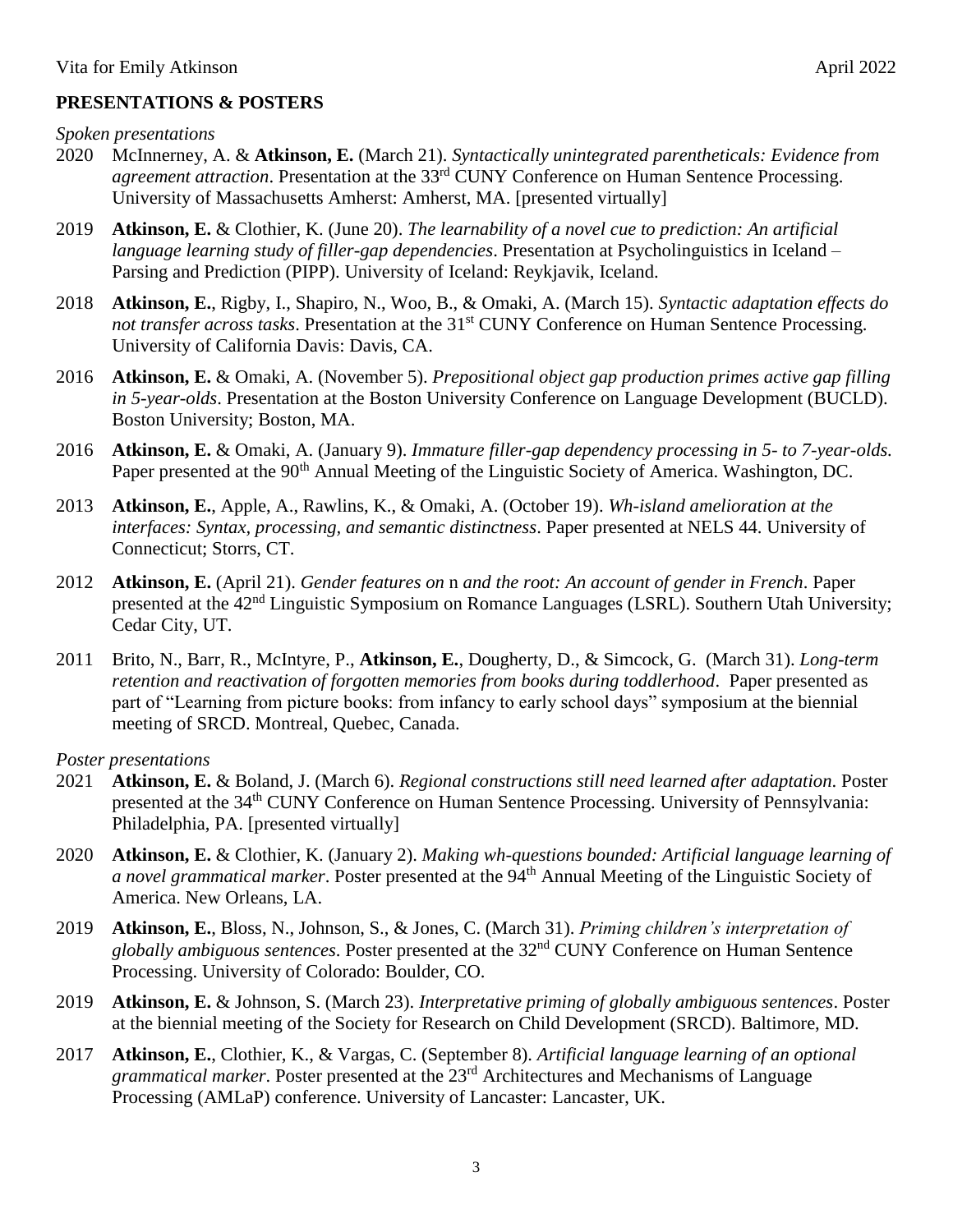## PRESENTATIONS & POSTERS

*Spoken presentations*

2020 McInnerney, A. & **Atkinson, E.** (March 21). *Syntactically unintegrated parentheticals: Evidence from agreement attraction*. Presentation at the 33rd CUNY Conference on Human Sentence Processing. University of Massachusetts Amherst: Amherst, MA. [presented virtually]

2019 **Atkinson, E.** & Clothier, K. (June 20). *The learnability of a novel cue to prediction: An artificial language learning study of filler-gap dependencies*. Presentation at Psycholinguistics in Iceland – Parsing and Prediction (PIPP). University of Iceland: Reykjavik, Iceland.

2018 **Atkinson, E.**, Rigby, I., Shapiro, N., Woo, B., & Omaki, A. (March 15). *Syntactic adaptation effects do not transfer across tasks*. Presentation at the 31st CUNY Conference on Human Sentence Processing. University of California Davis: Davis, CA.

2016 **Atkinson, E.** & Omaki, A. (November 5). *Prepositional object gap production primes active gap filling in 5-year-olds*. Presentation at the Boston University Conference on Language Development (BUCLD). Boston University; Boston, MA.

2016 **Atkinson, E.** & Omaki, A. (January 9). *Immature filler-gap dependency processing in 5- to 7-year-olds.* Paper presented at the 90th Annual Meeting of the Linguistic Society of America. Washington, DC.

2013 **Atkinson, E.**, Apple, A., Rawlins, K., & Omaki, A. (October 19). *Wh-island amelioration at the interfaces: Syntax, processing, and semantic distinctness*. Paper presented at NELS 44. University of Connecticut; Storrs, CT.

2012 **Atkinson, E.** (April 21). *Gender features on* n *and the root: An account of gender in French*. Paper presented at the 42nd Linguistic Symposium on Romance Languages (LSRL). Southern Utah University; Cedar City, UT.

2011 Brito, N., Barr, R., McIntyre, P., **Atkinson, E.**, Dougherty, D., & Simcock, G. (March 31). *Long-term retention and reactivation of forgotten memories from books during toddlerhood*. Paper presented as part of "Learning from picture books: from infancy to early school days" symposium at the biennial meeting of SRCD. Montreal, Quebec, Canada.

*Poster presentations*

2021 **Atkinson, E.** & Boland, J. (March 6). *Regional constructions still need learned after adaptation*. Poster presented at the 34th CUNY Conference on Human Sentence Processing. University of Pennsylvania: Philadelphia, PA. [presented virtually]

2020 **Atkinson, E.** & Clothier, K. (January 2). *Making wh-questions bounded: Artificial language learning of a novel grammatical marker*. Poster presented at the 94th Annual Meeting of the Linguistic Society of America. New Orleans, LA.

2019 **Atkinson, E.**, Bloss, N., Johnson, S., & Jones, C. (March 31). *Priming children's interpretation of globally ambiguous sentences*. Poster presented at the 32nd CUNY Conference on Human Sentence Processing. University of Colorado: Boulder, CO.

2019 **Atkinson, E.** & Johnson, S. (March 23). *Interpretative priming of globally ambiguous sentences*. Poster at the biennial meeting of the Society for Research on Child Development (SRCD). Baltimore, MD.

2017 **Atkinson, E.**, Clothier, K., & Vargas, C. (September 8). *Artificial language learning of an optional grammatical marker*. Poster presented at the 23rd Architectures and Mechanisms of Language Processing (AMLaP) conference. University of Lancaster: Lancaster, UK.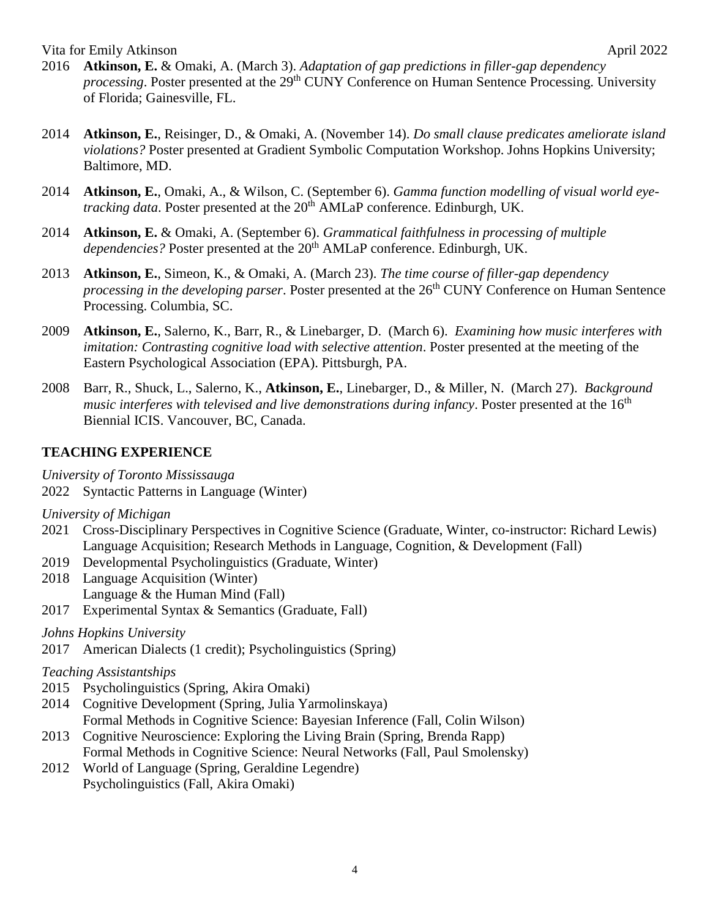2016 **Atkinson, E.** & Omaki, A. (March 3). *Adaptation of gap predictions in filler-gap dependency processing*. Poster presented at the 29th CUNY Conference on Human Sentence Processing. University of Florida; Gainesville, FL.

2014 **Atkinson, E.**, Reisinger, D., & Omaki, A. (November 14). *Do small clause predicates ameliorate island violations?* Poster presented at Gradient Symbolic Computation Workshop. Johns Hopkins University; Baltimore, MD.

2014 **Atkinson, E.**, Omaki, A., & Wilson, C. (September 6). *Gamma function modelling of visual world eye-tracking data*. Poster presented at the 20th AMLaP conference. Edinburgh, UK.

2014 **Atkinson, E.** & Omaki, A. (September 6). *Grammatical faithfulness in processing of multiple dependencies?* Poster presented at the 20th AMLaP conference. Edinburgh, UK.

2013 **Atkinson, E.**, Simeon, K., & Omaki, A. (March 23). *The time course of filler-gap dependency processing in the developing parser*. Poster presented at the 26th CUNY Conference on Human Sentence Processing. Columbia, SC.

2009 **Atkinson, E.**, Salerno, K., Barr, R., & Linebarger, D. (March 6). *Examining how music interferes with imitation: Contrasting cognitive load with selective attention*. Poster presented at the meeting of the Eastern Psychological Association (EPA). Pittsburgh, PA.

2008 Barr, R., Shuck, L., Salerno, K., **Atkinson, E.**, Linebarger, D., & Miller, N. (March 27). *Background music interferes with televised and live demonstrations during infancy*. Poster presented at the 16th Biennial ICIS. Vancouver, BC, Canada.

## TEACHING EXPERIENCE

*University of Toronto Mississauga*

2022 Syntactic Patterns in Language (Winter)

*University of Michigan*

2021 Cross-Disciplinary Perspectives in Cognitive Science (Graduate, Winter, co-instructor: Richard Lewis)
Language Acquisition; Research Methods in Language, Cognition, & Development (Fall)

2019 Developmental Psycholinguistics (Graduate, Winter)

2018 Language Acquisition (Winter)
Language & the Human Mind (Fall)

2017 Experimental Syntax & Semantics (Graduate, Fall)

*Johns Hopkins University*

2017 American Dialects (1 credit); Psycholinguistics (Spring)

*Teaching Assistantships*

2015 Psycholinguistics (Spring, Akira Omaki)

2014 Cognitive Development (Spring, Julia Yarmolinskaya)
Formal Methods in Cognitive Science: Bayesian Inference (Fall, Colin Wilson)

2013 Cognitive Neuroscience: Exploring the Living Brain (Spring, Brenda Rapp)
Formal Methods in Cognitive Science: Neural Networks (Fall, Paul Smolensky)

2012 World of Language (Spring, Geraldine Legendre)
Psycholinguistics (Fall, Akira Omaki)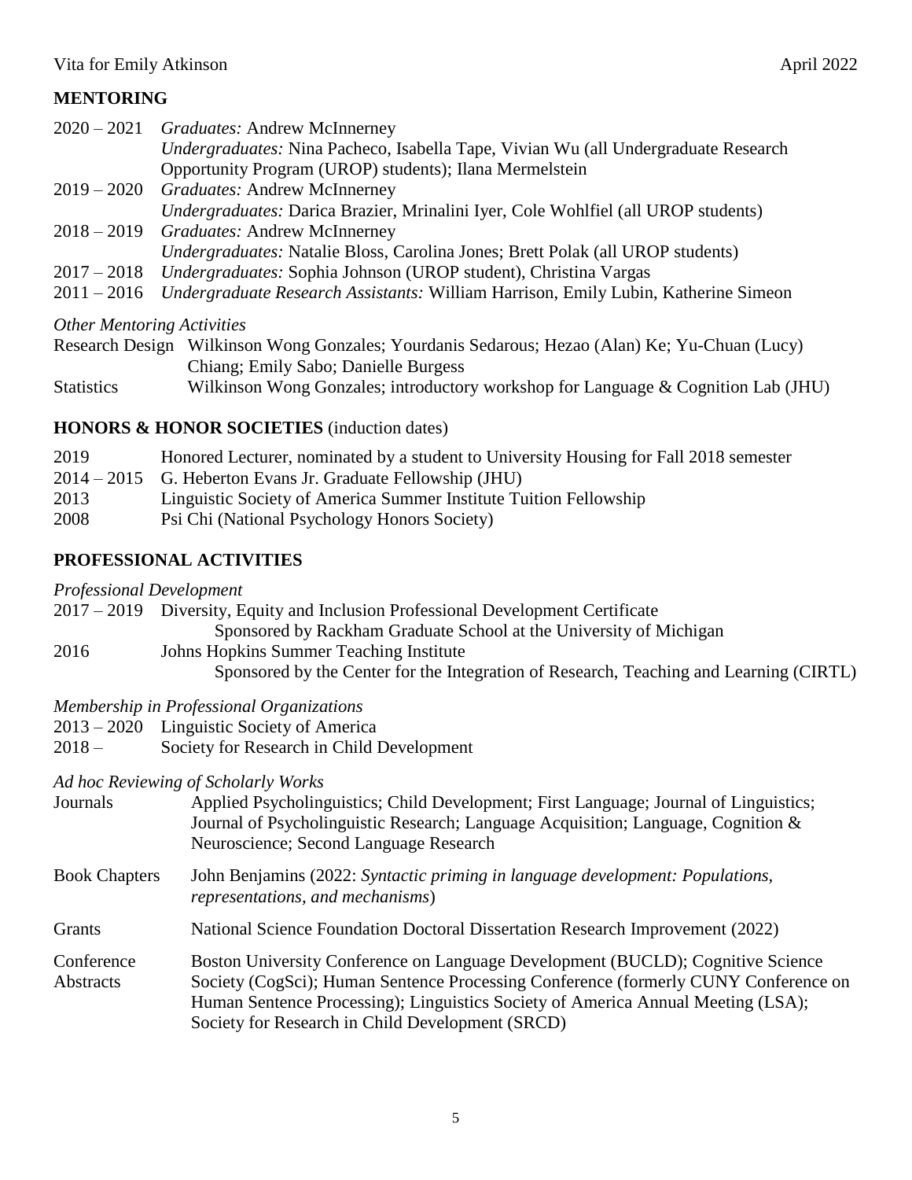## MENTORING

2020 – 2021 *Graduates:* Andrew McInnerney
*Undergraduates:* Nina Pacheco, Isabella Tape, Vivian Wu (all Undergraduate Research Opportunity Program (UROP) students); Ilana Mermelstein

2019 – 2020 *Graduates:* Andrew McInnerney
*Undergraduates:* Darica Brazier, Mrinalini Iyer, Cole Wohlfiel (all UROP students)

2018 – 2019 *Graduates:* Andrew McInnerney
*Undergraduates:* Natalie Bloss, Carolina Jones; Brett Polak (all UROP students)

2017 – 2018 *Undergraduates:* Sophia Johnson (UROP student), Christina Vargas

2011 – 2016 *Undergraduate Research Assistants:* William Harrison, Emily Lubin, Katherine Simeon

*Other Mentoring Activities*

Research Design Wilkinson Wong Gonzales; Yourdanis Sedarous; Hezao (Alan) Ke; Yu-Chuan (Lucy) Chiang; Emily Sabo; Danielle Burgess

Statistics Wilkinson Wong Gonzales; introductory workshop for Language & Cognition Lab (JHU)

## HONORS & HONOR SOCIETIES (induction dates)

2019 Honored Lecturer, nominated by a student to University Housing for Fall 2018 semester

2014 – 2015 G. Heberton Evans Jr. Graduate Fellowship (JHU)

2013 Linguistic Society of America Summer Institute Tuition Fellowship

2008 Psi Chi (National Psychology Honors Society)

## PROFESSIONAL ACTIVITIES

*Professional Development*

2017 – 2019 Diversity, Equity and Inclusion Professional Development Certificate
Sponsored by Rackham Graduate School at the University of Michigan

2016 Johns Hopkins Summer Teaching Institute
Sponsored by the Center for the Integration of Research, Teaching and Learning (CIRTL)

*Membership in Professional Organizations*

2013 – 2020 Linguistic Society of America

2018 – Society for Research in Child Development

*Ad hoc Reviewing of Scholarly Works*

Journals Applied Psycholinguistics; Child Development; First Language; Journal of Linguistics; Journal of Psycholinguistic Research; Language Acquisition; Language, Cognition & Neuroscience; Second Language Research

Book Chapters John Benjamins (2022: *Syntactic priming in language development: Populations, representations, and mechanisms*)

Grants National Science Foundation Doctoral Dissertation Research Improvement (2022)

Conference Abstracts Boston University Conference on Language Development (BUCLD); Cognitive Science Society (CogSci); Human Sentence Processing Conference (formerly CUNY Conference on Human Sentence Processing); Linguistics Society of America Annual Meeting (LSA); Society for Research in Child Development (SRCD)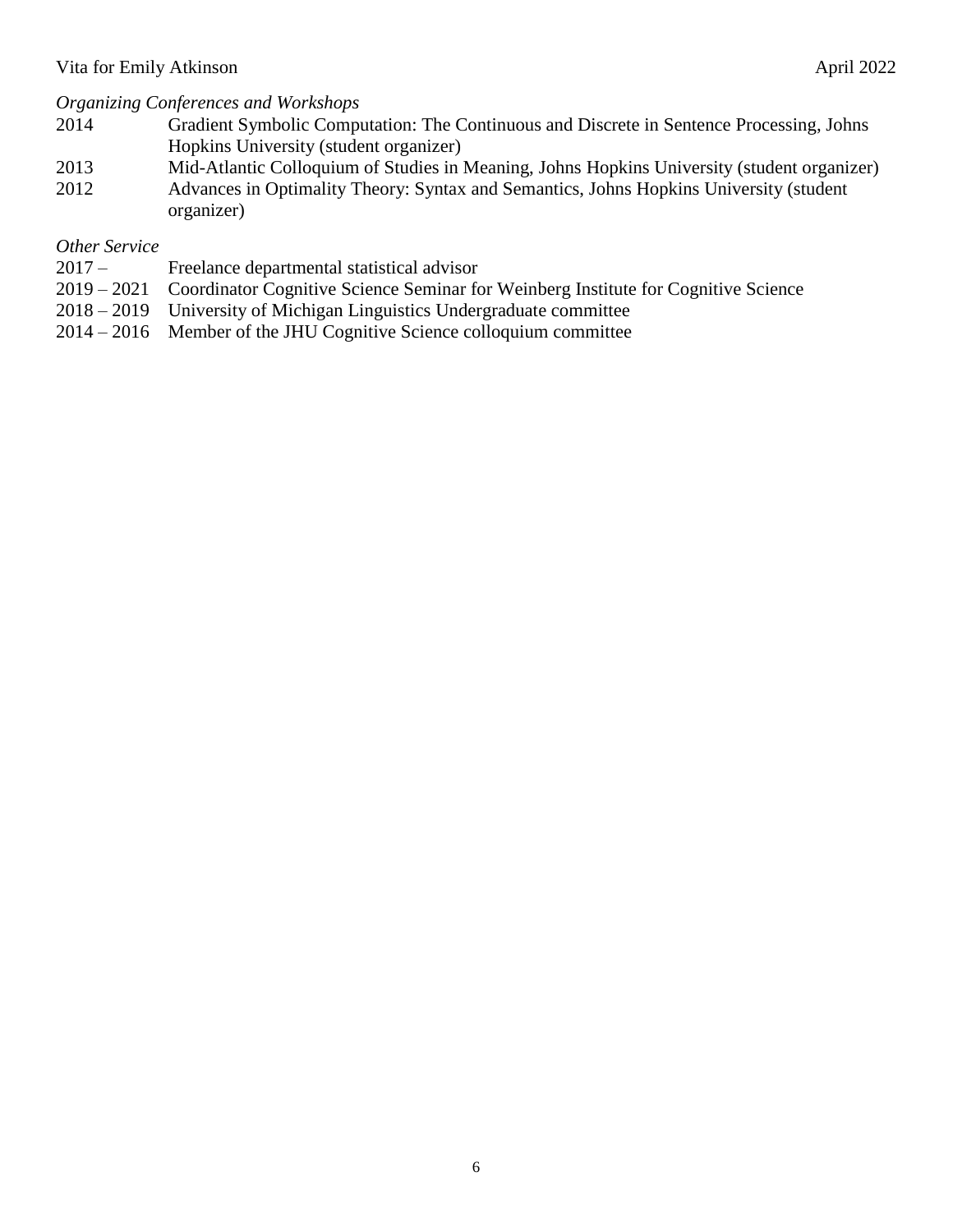*Organizing Conferences and Workshops*

2014 Gradient Symbolic Computation: The Continuous and Discrete in Sentence Processing, Johns Hopkins University (student organizer)

2013 Mid-Atlantic Colloquium of Studies in Meaning, Johns Hopkins University (student organizer)

2012 Advances in Optimality Theory: Syntax and Semantics, Johns Hopkins University (student organizer)

*Other Service*

2017 – Freelance departmental statistical advisor

2019 – 2021 Coordinator Cognitive Science Seminar for Weinberg Institute for Cognitive Science

2018 – 2019 University of Michigan Linguistics Undergraduate committee

2014 – 2016 Member of the JHU Cognitive Science colloquium committee